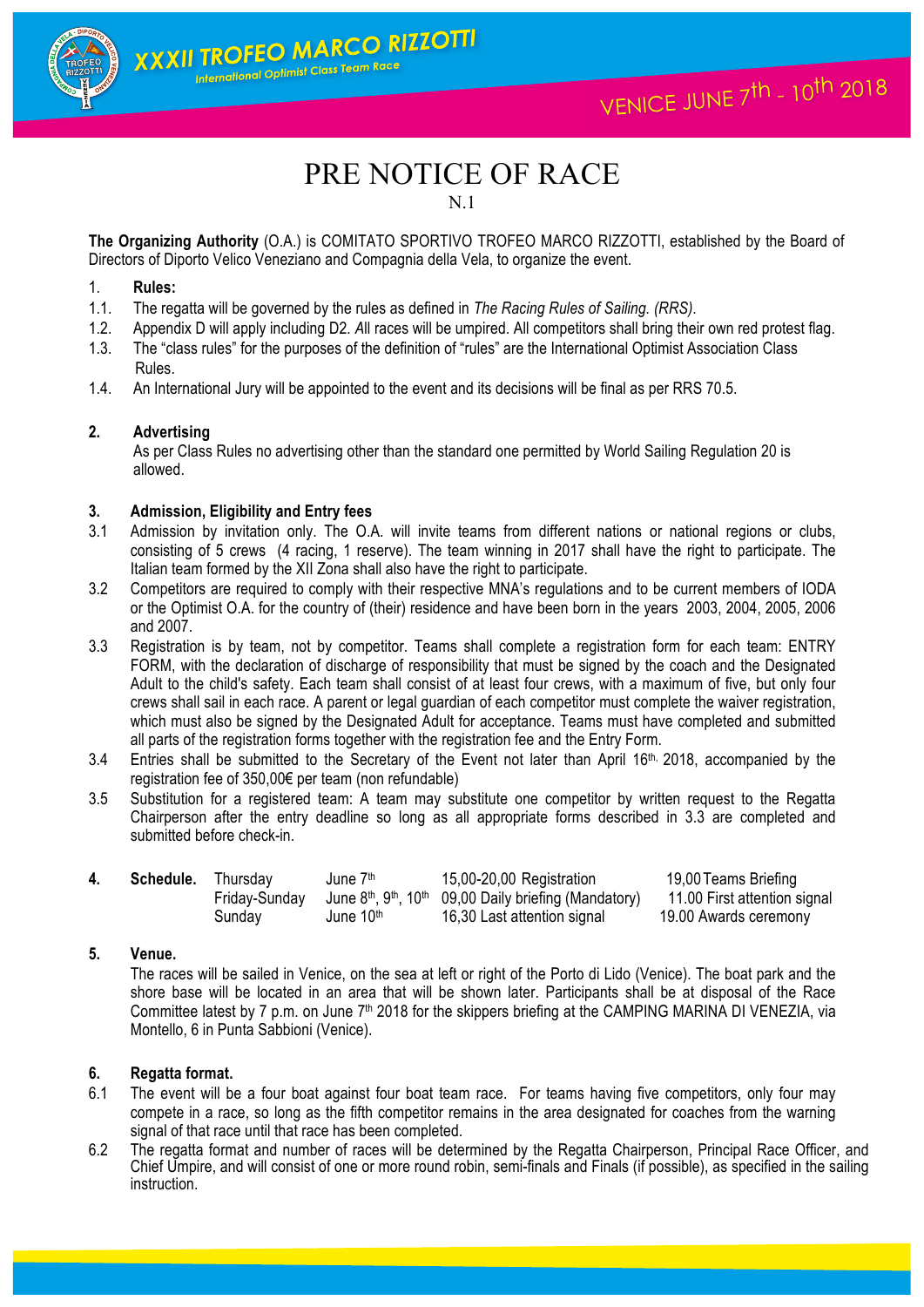# XXXII TROFEO MARCO RIZZOTTI

International Optimist Class Team Race

VENICE JUNE 7th - 10th 2018

# PRE NOTICE OF RACE

N.1

**The Organizing Authority** (O.A.) is COMITATO SPORTIVO TROFEO MARCO RIZZOTTI, established by the Board of Directors of Diporto Velico Veneziano and Compagnia della Vela, to organize the event.

1. **Rules:**

1.1. The regatta will be governed by the rules as defined in *The Racing Rules of Sailing. (RRS).*

1.2. Appendix D will apply including D2. *A*ll races will be umpired. All competitors shall bring their own red protest flag.

1.3. The "class rules" for the purposes of the definition of "rules" are the International Optimist Association Class Rules.

1.4. An International Jury will be appointed to the event and its decisions will be final as per RRS 70.5.

**2. Advertising**

As per Class Rules no advertising other than the standard one permitted by World Sailing Regulation 20 is allowed.

**3. Admission, Eligibility and Entry fees**

3.1 Admission by invitation only. The O.A. will invite teams from different nations or national regions or clubs, consisting of 5 crews (4 racing, 1 reserve). The team winning in 2017 shall have the right to participate. The Italian team formed by the XII Zona shall also have the right to participate.

3.2 Competitors are required to comply with their respective MNA's regulations and to be current members of IODA or the Optimist O.A. for the country of (their) residence and have been born in the years 2003, 2004, 2005, 2006 and 2007.

3.3 Registration is by team, not by competitor. Teams shall complete a registration form for each team: ENTRY FORM, with the declaration of discharge of responsibility that must be signed by the coach and the Designated Adult to the child's safety. Each team shall consist of at least four crews, with a maximum of five, but only four crews shall sail in each race. A parent or legal guardian of each competitor must complete the waiver registration, which must also be signed by the Designated Adult for acceptance. Teams must have completed and submitted all parts of the registration forms together with the registration fee and the Entry Form.

3.4 Entries shall be submitted to the Secretary of the Event not later than April 16th, 2018, accompanied by the registration fee of 350,00€ per team (non refundable)

3.5 Substitution for a registered team: A team may substitute one competitor by written request to the Regatta Chairperson after the entry deadline so long as all appropriate forms described in 3.3 are completed and submitted before check-in.

**4. Schedule.**

| | | | |
|---|---|---|---|
| Thursday | June 7th | 15,00-20,00 Registration | 19,00 Teams Briefing |
| Friday-Sunday | June 8th, 9th, 10th | 09,00 Daily briefing (Mandatory) | 11.00 First attention signal |
| Sunday | June 10th | 16,30 Last attention signal | 19.00 Awards ceremony |

**5. Venue.**

The races will be sailed in Venice, on the sea at left or right of the Porto di Lido (Venice). The boat park and the shore base will be located in an area that will be shown later. Participants shall be at disposal of the Race Committee latest by 7 p.m. on June 7th 2018 for the skippers briefing at the CAMPING MARINA DI VENEZIA, via Montello, 6 in Punta Sabbioni (Venice).

**6. Regatta format.**

6.1 The event will be a four boat against four boat team race. For teams having five competitors, only four may compete in a race, so long as the fifth competitor remains in the area designated for coaches from the warning signal of that race until that race has been completed.

6.2 The regatta format and number of races will be determined by the Regatta Chairperson, Principal Race Officer, and Chief Umpire, and will consist of one or more round robin, semi-finals and Finals (if possible), as specified in the sailing instruction.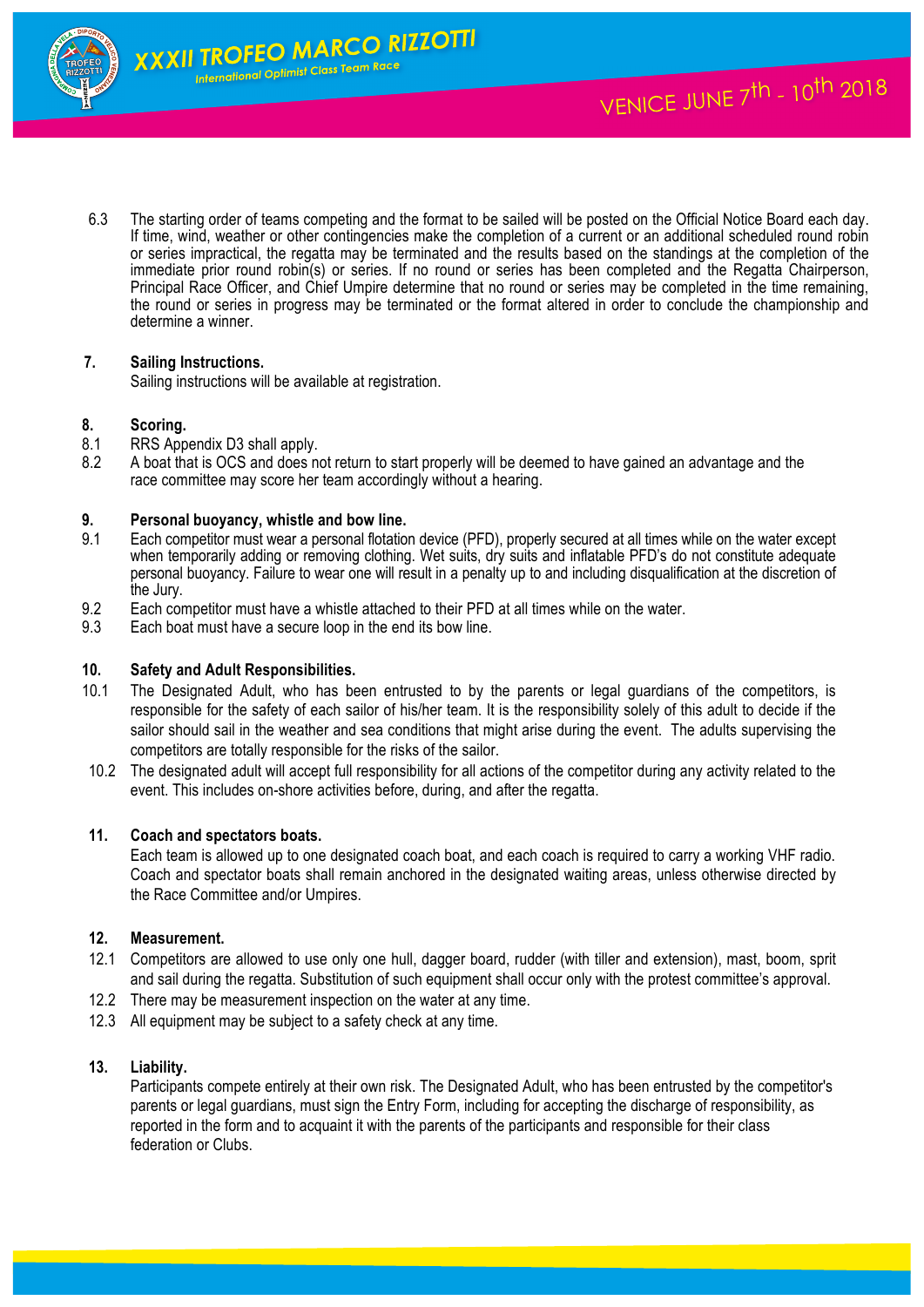6.3 The starting order of teams competing and the format to be sailed will be posted on the Official Notice Board each day. If time, wind, weather or other contingencies make the completion of a current or an additional scheduled round robin or series impractical, the regatta may be terminated and the results based on the standings at the completion of the immediate prior round robin(s) or series. If no round or series has been completed and the Regatta Chairperson, Principal Race Officer, and Chief Umpire determine that no round or series may be completed in the time remaining, the round or series in progress may be terminated or the format altered in order to conclude the championship and determine a winner.

**7. Sailing Instructions.**

Sailing instructions will be available at registration.

**8. Scoring.**

8.1 RRS Appendix D3 shall apply.

8.2 A boat that is OCS and does not return to start properly will be deemed to have gained an advantage and the race committee may score her team accordingly without a hearing.

**9. Personal buoyancy, whistle and bow line.**

9.1 Each competitor must wear a personal flotation device (PFD), properly secured at all times while on the water except when temporarily adding or removing clothing. Wet suits, dry suits and inflatable PFD's do not constitute adequate personal buoyancy. Failure to wear one will result in a penalty up to and including disqualification at the discretion of the Jury.

9.2 Each competitor must have a whistle attached to their PFD at all times while on the water.

9.3 Each boat must have a secure loop in the end its bow line.

**10. Safety and Adult Responsibilities.**

10.1 The Designated Adult, who has been entrusted to by the parents or legal guardians of the competitors, is responsible for the safety of each sailor of his/her team. It is the responsibility solely of this adult to decide if the sailor should sail in the weather and sea conditions that might arise during the event. The adults supervising the competitors are totally responsible for the risks of the sailor.

10.2 The designated adult will accept full responsibility for all actions of the competitor during any activity related to the event. This includes on-shore activities before, during, and after the regatta.

**11. Coach and spectators boats.**

Each team is allowed up to one designated coach boat, and each coach is required to carry a working VHF radio. Coach and spectator boats shall remain anchored in the designated waiting areas, unless otherwise directed by the Race Committee and/or Umpires.

**12. Measurement.**

12.1 Competitors are allowed to use only one hull, dagger board, rudder (with tiller and extension), mast, boom, sprit and sail during the regatta. Substitution of such equipment shall occur only with the protest committee's approval.

12.2 There may be measurement inspection on the water at any time.

12.3 All equipment may be subject to a safety check at any time.

**13. Liability.**

Participants compete entirely at their own risk. The Designated Adult, who has been entrusted by the competitor's parents or legal guardians, must sign the Entry Form, including for accepting the discharge of responsibility, as reported in the form and to acquaint it with the parents of the participants and responsible for their class federation or Clubs.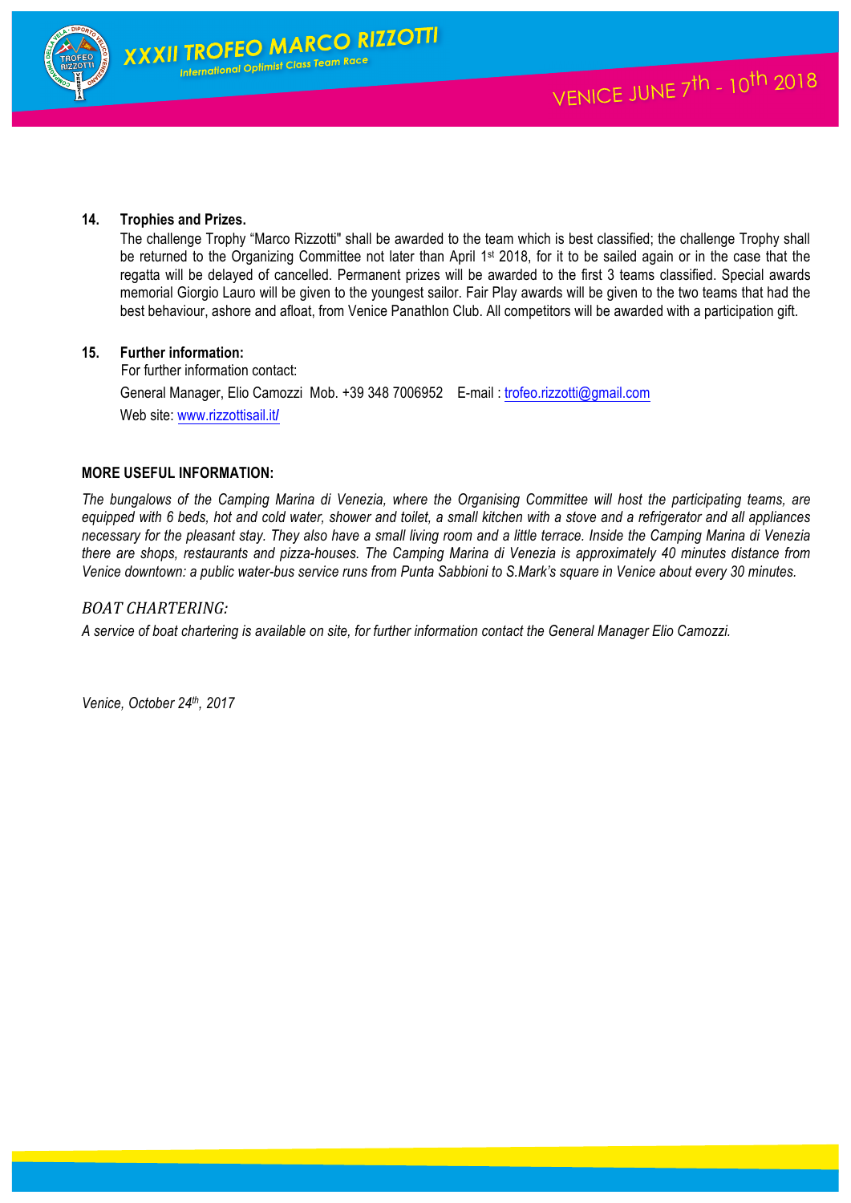**14. Trophies and Prizes.**

The challenge Trophy "Marco Rizzotti" shall be awarded to the team which is best classified; the challenge Trophy shall be returned to the Organizing Committee not later than April 1st 2018, for it to be sailed again or in the case that the regatta will be delayed of cancelled. Permanent prizes will be awarded to the first 3 teams classified. Special awards memorial Giorgio Lauro will be given to the youngest sailor. Fair Play awards will be given to the two teams that had the best behaviour, ashore and afloat, from Venice Panathlon Club. All competitors will be awarded with a participation gift.

**15. Further information:**

For further information contact:

General Manager, Elio Camozzi Mob. +39 348 7006952 E-mail : trofeo.rizzotti@gmail.com

Web site: www.rizzottisail.it/

**MORE USEFUL INFORMATION:**

*The bungalows of the Camping Marina di Venezia, where the Organising Committee will host the participating teams, are equipped with 6 beds, hot and cold water, shower and toilet, a small kitchen with a stove and a refrigerator and all appliances necessary for the pleasant stay. They also have a small living room and a little terrace. Inside the Camping Marina di Venezia there are shops, restaurants and pizza-houses. The Camping Marina di Venezia is approximately 40 minutes distance from Venice downtown: a public water-bus service runs from Punta Sabbioni to S.Mark's square in Venice about every 30 minutes.*

*BOAT CHARTERING:*

*A service of boat chartering is available on site, for further information contact the General Manager Elio Camozzi.*

*Venice, October 24th, 2017*